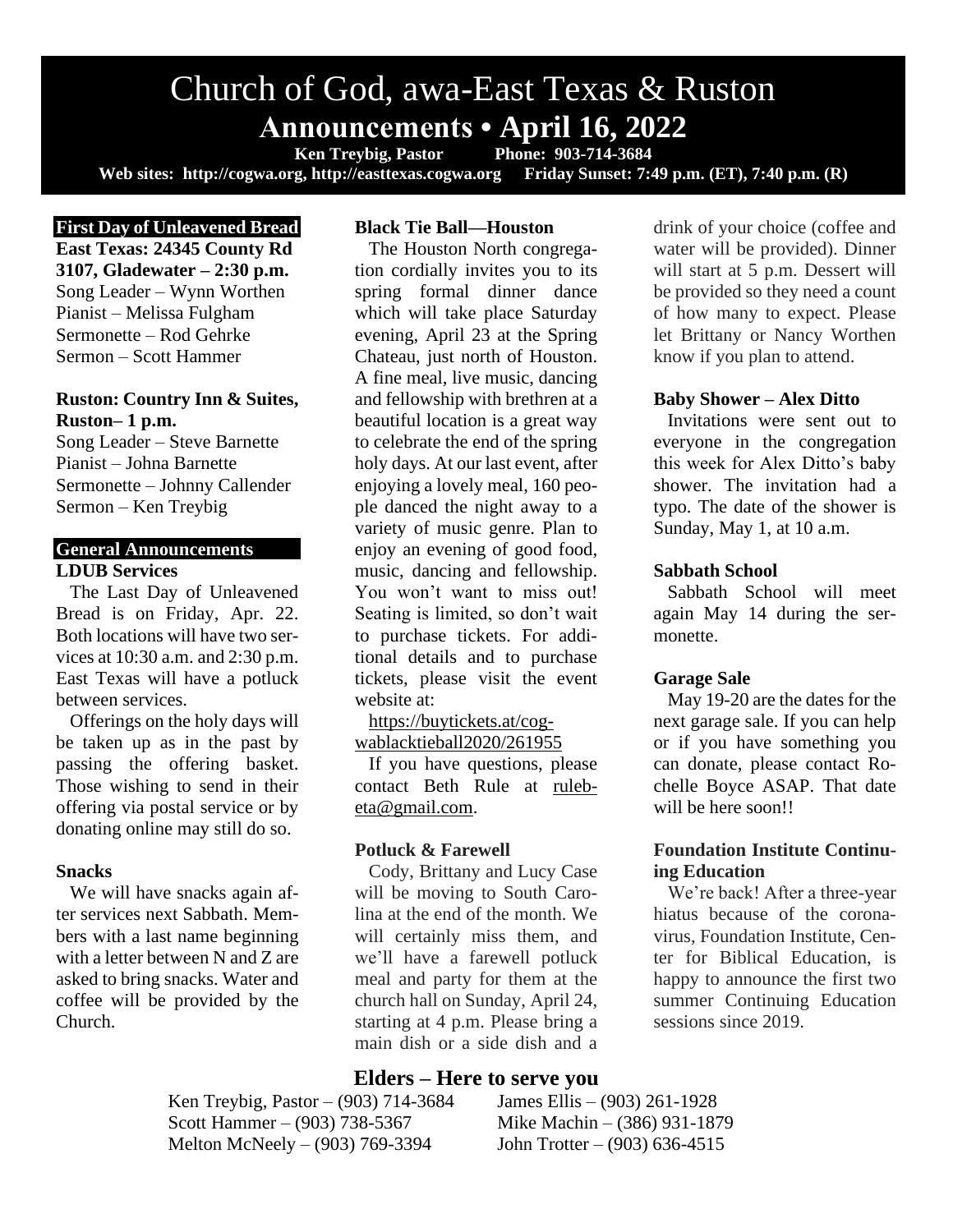# Church of God, awa-East Texas & Ruston

## Announcements • April 16, 2022

**Ken Treybig, Pastor Phone: 903-714-3684**

**Web sites: http://cogwa.org, http://easttexas.cogwa.org Friday Sunset: 7:49 p.m. (ET), 7:40 p.m. (R)**

### First Day of Unleavened Bread

**East Texas: 24345 County Rd 3107, Gladewater – 2:30 p.m.**
Song Leader – Wynn Worthen
Pianist – Melissa Fulgham
Sermonette – Rod Gehrke
Sermon – Scott Hammer

**Ruston: Country Inn & Suites, Ruston– 1 p.m.**
Song Leader – Steve Barnette
Pianist – Johna Barnette
Sermonette – Johnny Callender
Sermon – Ken Treybig

### General Announcements

**LDUB Services**

The Last Day of Unleavened Bread is on Friday, Apr. 22. Both locations will have two services at 10:30 a.m. and 2:30 p.m. East Texas will have a potluck between services.

Offerings on the holy days will be taken up as in the past by passing the offering basket. Those wishing to send in their offering via postal service or by donating online may still do so.

**Snacks**

We will have snacks again after services next Sabbath. Members with a last name beginning with a letter between N and Z are asked to bring snacks. Water and coffee will be provided by the Church.

**Black Tie Ball—Houston**

The Houston North congregation cordially invites you to its spring formal dinner dance which will take place Saturday evening, April 23 at the Spring Chateau, just north of Houston. A fine meal, live music, dancing and fellowship with brethren at a beautiful location is a great way to celebrate the end of the spring holy days. At our last event, after enjoying a lovely meal, 160 people danced the night away to a variety of music genre. Plan to enjoy an evening of good food, music, dancing and fellowship. You won't want to miss out! Seating is limited, so don't wait to purchase tickets. For additional details and to purchase tickets, please visit the event website at:

https://buytickets.at/cogwablacktieball2020/261955

If you have questions, please contact Beth Rule at rulebeta@gmail.com.

**Potluck & Farewell**

Cody, Brittany and Lucy Case will be moving to South Carolina at the end of the month. We will certainly miss them, and we'll have a farewell potluck meal and party for them at the church hall on Sunday, April 24, starting at 4 p.m. Please bring a main dish or a side dish and a drink of your choice (coffee and water will be provided). Dinner will start at 5 p.m. Dessert will be provided so they need a count of how many to expect. Please let Brittany or Nancy Worthen know if you plan to attend.

**Baby Shower – Alex Ditto**

Invitations were sent out to everyone in the congregation this week for Alex Ditto's baby shower. The invitation had a typo. The date of the shower is Sunday, May 1, at 10 a.m.

**Sabbath School**

Sabbath School will meet again May 14 during the sermonette.

**Garage Sale**

May 19-20 are the dates for the next garage sale. If you can help or if you have something you can donate, please contact Rochelle Boyce ASAP. That date will be here soon!!

**Foundation Institute Continuing Education**

We're back! After a three-year hiatus because of the coronavirus, Foundation Institute, Center for Biblical Education, is happy to announce the first two summer Continuing Education sessions since 2019.

### Elders – Here to serve you

Ken Treybig, Pastor – (903) 714-3684
Scott Hammer – (903) 738-5367
Melton McNeely – (903) 769-3394
James Ellis – (903) 261-1928
Mike Machin – (386) 931-1879
John Trotter – (903) 636-4515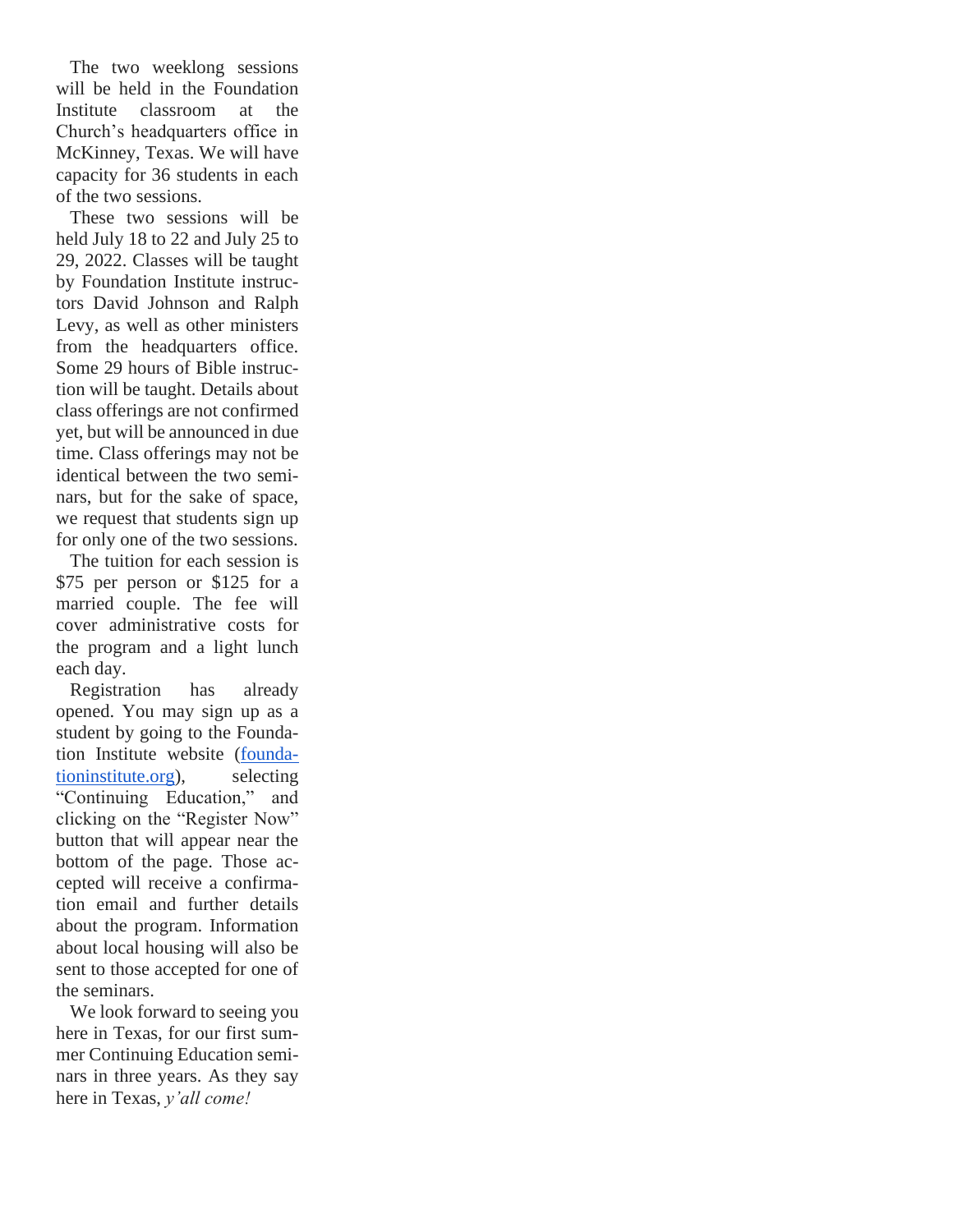The two weeklong sessions will be held in the Foundation Institute classroom at the Church's headquarters office in McKinney, Texas. We will have capacity for 36 students in each of the two sessions.

These two sessions will be held July 18 to 22 and July 25 to 29, 2022. Classes will be taught by Foundation Institute instructors David Johnson and Ralph Levy, as well as other ministers from the headquarters office. Some 29 hours of Bible instruction will be taught. Details about class offerings are not confirmed yet, but will be announced in due time. Class offerings may not be identical between the two seminars, but for the sake of space, we request that students sign up for only one of the two sessions.

The tuition for each session is $75 per person or $125 for a married couple. The fee will cover administrative costs for the program and a light lunch each day.

Registration has already opened. You may sign up as a student by going to the Foundation Institute website (foundationinstitute.org), selecting "Continuing Education," and clicking on the "Register Now" button that will appear near the bottom of the page. Those accepted will receive a confirmation email and further details about the program. Information about local housing will also be sent to those accepted for one of the seminars.

We look forward to seeing you here in Texas, for our first summer Continuing Education seminars in three years. As they say here in Texas, *y'all come!*